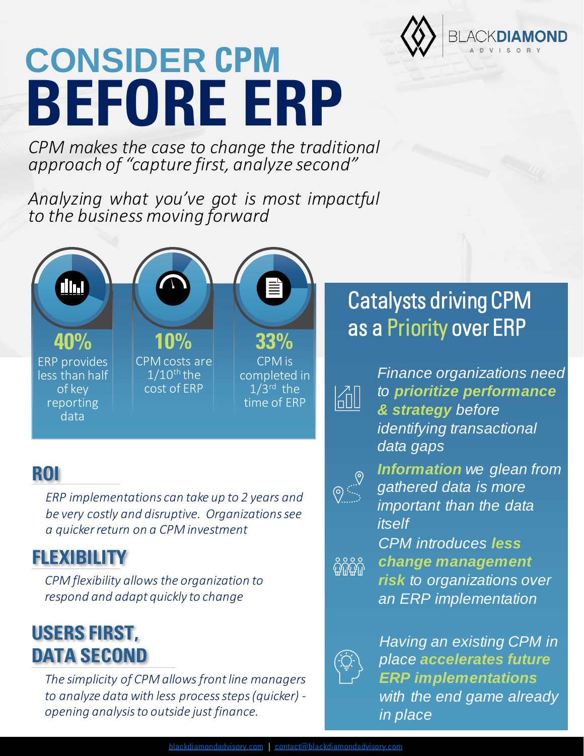BLACKDIAMOND ADVISORY

# CONSIDER CPM BEFORE ERP

*CPM makes the case to change the traditional approach of "capture first, analyze second"*

*Analyzing what you've got is most impactful to the business moving forward*

**40%**
ERP provides less than half of key reporting data

**10%**
CPM costs are 1/10th the cost of ERP

**33%**
CPM is completed in 1/3rd the time of ERP

## ROI

*ERP implementations can take up to 2 years and be very costly and disruptive. Organizations see a quicker return on a CPM investment*

## FLEXIBILITY

*CPM flexibility allows the organization to respond and adapt quickly to change*

## USERS FIRST, DATA SECOND

*The simplicity of CPM allows front line managers to analyze data with less process steps (quicker) - opening analysis to outside just finance.*

## Catalysts driving CPM as a Priority over ERP

- *Finance organizations need to* ***prioritize performance & strategy*** *before identifying transactional data gaps*
- ***Information*** *we glean from gathered data is more important than the data itself*
- *CPM introduces* ***less change management risk*** *to organizations over an ERP implementation*
- *Having an existing CPM in place* ***accelerates future ERP implementations*** *with the end game already in place*

blackdiamondadvisory.com | contact@blackdiamondadvisory.com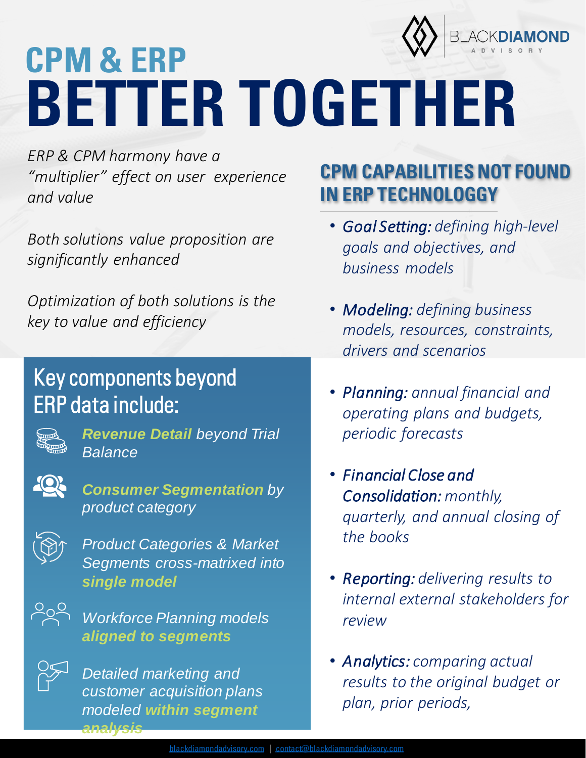BLACKDIAMOND ADVISORY

# CPM & ERP
# BETTER TOGETHER

*ERP & CPM harmony have a "multiplier" effect on user experience and value*

*Both solutions value proposition are significantly enhanced*

*Optimization of both solutions is the key to value and efficiency*

## Key components beyond ERP data include:

- ***Revenue Detail*** *beyond Trial Balance*
- ***Consumer Segmentation*** *by product category*
- *Product Categories & Market Segments cross-matrixed into* ***single model***
- *Workforce Planning models* ***aligned to segments***
- *Detailed marketing and customer acquisition plans modeled* ***within segment analysis***

## CPM CAPABILITIES NOT FOUND IN ERP TECHNOLOGGY

- ***Goal Setting:*** *defining high-level goals and objectives, and business models*
- ***Modeling:*** *defining business models, resources, constraints, drivers and scenarios*
- ***Planning:*** *annual financial and operating plans and budgets, periodic forecasts*
- ***Financial Close and Consolidation:*** *monthly, quarterly, and annual closing of the books*
- ***Reporting:*** *delivering results to internal external stakeholders for review*
- ***Analytics:*** *comparing actual results to the original budget or plan, prior periods,*

blackdiamondadvisory.com | contact@blackdiamondadvisory.com